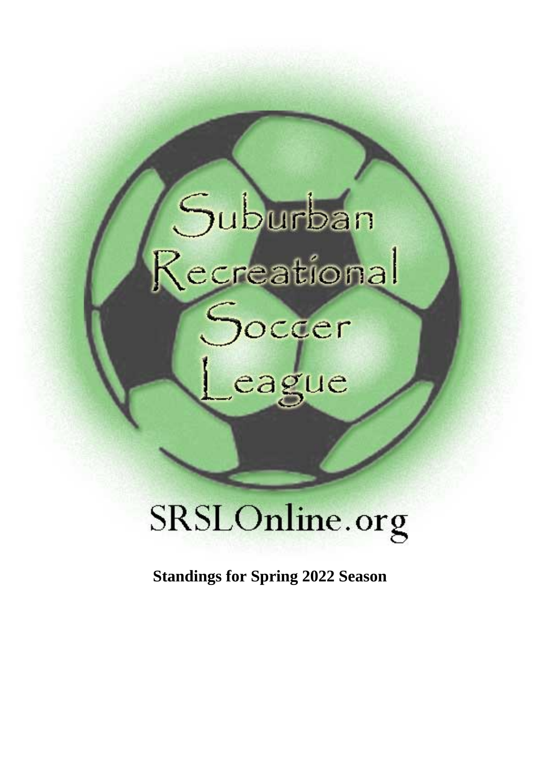Suburban Recreational Soccer League

SRSLOnline.org

**Standings for Spring 2022 Season**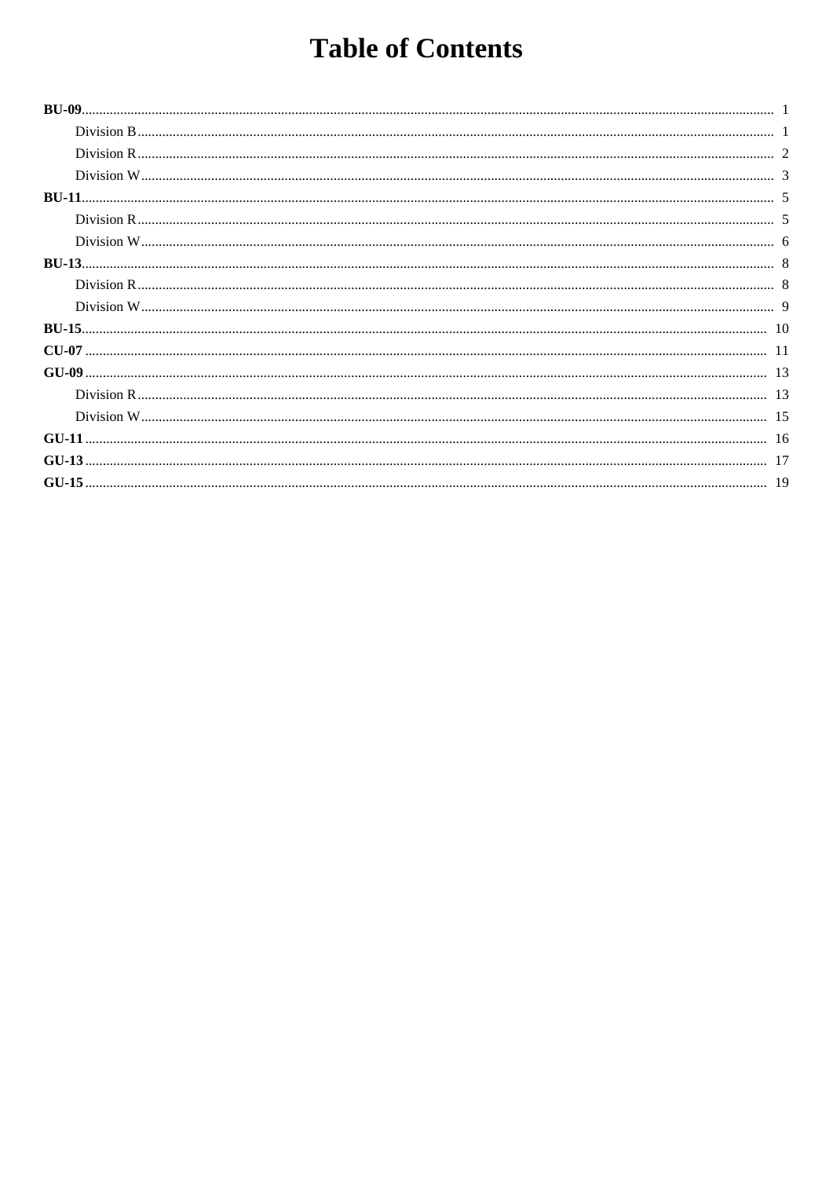# Table of Contents

**BU-09** ... 1
- Division B ... 1
- Division R ... 2
- Division W ... 3

**BU-11** ... 5
- Division R ... 5
- Division W ... 6

**BU-13** ... 8
- Division R ... 8
- Division W ... 9

**BU-15** ... 10

**CU-07** ... 11

**GU-09** ... 13
- Division R ... 13
- Division W ... 15

**GU-11** ... 16

**GU-13** ... 17

**GU-15** ... 19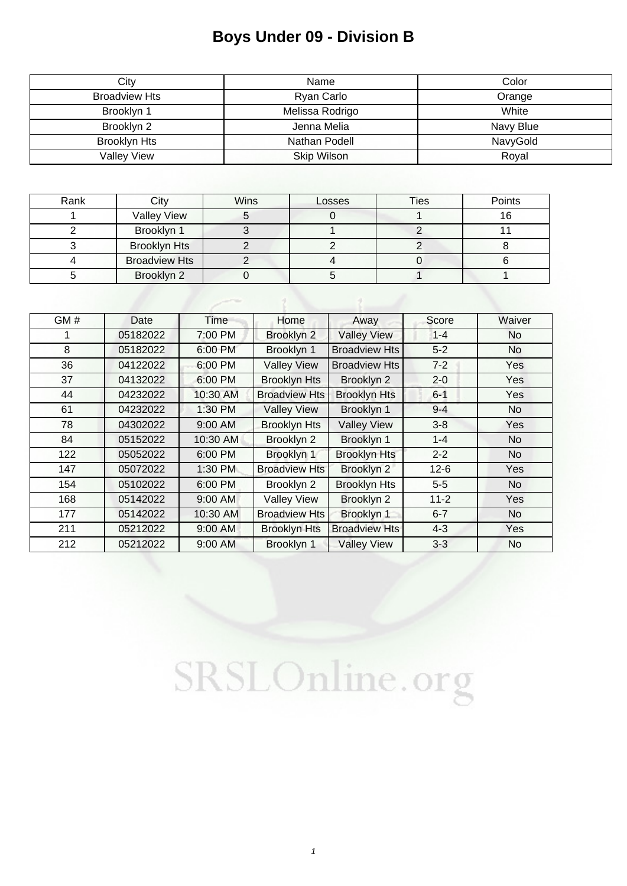# Boys Under 09 - Division B

| City | Name | Color |
|---|---|---|
| Broadview Hts | Ryan Carlo | Orange |
| Brooklyn 1 | Melissa Rodrigo | White |
| Brooklyn 2 | Jenna Melia | Navy Blue |
| Brooklyn Hts | Nathan Podell | NavyGold |
| Valley View | Skip Wilson | Royal |

| Rank | City | Wins | Losses | Ties | Points |
|---|---|---|---|---|---|
| 1 | Valley View | 5 | 0 | 1 | 16 |
| 2 | Brooklyn 1 | 3 | 1 | 2 | 11 |
| 3 | Brooklyn Hts | 2 | 2 | 2 | 8 |
| 4 | Broadview Hts | 2 | 4 | 0 | 6 |
| 5 | Brooklyn 2 | 0 | 5 | 1 | 1 |

| GM # | Date | Time | Home | Away | Score | Waiver |
|---|---|---|---|---|---|---|
| 1 | 05182022 | 7:00 PM | Brooklyn 2 | Valley View | 1-4 | No |
| 8 | 05182022 | 6:00 PM | Brooklyn 1 | Broadview Hts | 5-2 | No |
| 36 | 04122022 | 6:00 PM | Valley View | Broadview Hts | 7-2 | Yes |
| 37 | 04132022 | 6:00 PM | Brooklyn Hts | Brooklyn 2 | 2-0 | Yes |
| 44 | 04232022 | 10:30 AM | Broadview Hts | Brooklyn Hts | 6-1 | Yes |
| 61 | 04232022 | 1:30 PM | Valley View | Brooklyn 1 | 9-4 | No |
| 78 | 04302022 | 9:00 AM | Brooklyn Hts | Valley View | 3-8 | Yes |
| 84 | 05152022 | 10:30 AM | Brooklyn 2 | Brooklyn 1 | 1-4 | No |
| 122 | 05052022 | 6:00 PM | Brooklyn 1 | Brooklyn Hts | 2-2 | No |
| 147 | 05072022 | 1:30 PM | Broadview Hts | Brooklyn 2 | 12-6 | Yes |
| 154 | 05102022 | 6:00 PM | Brooklyn 2 | Brooklyn Hts | 5-5 | No |
| 168 | 05142022 | 9:00 AM | Valley View | Brooklyn 2 | 11-2 | Yes |
| 177 | 05142022 | 10:30 AM | Broadview Hts | Brooklyn 1 | 6-7 | No |
| 211 | 05212022 | 9:00 AM | Brooklyn Hts | Broadview Hts | 4-3 | Yes |
| 212 | 05212022 | 9:00 AM | Brooklyn 1 | Valley View | 3-3 | No |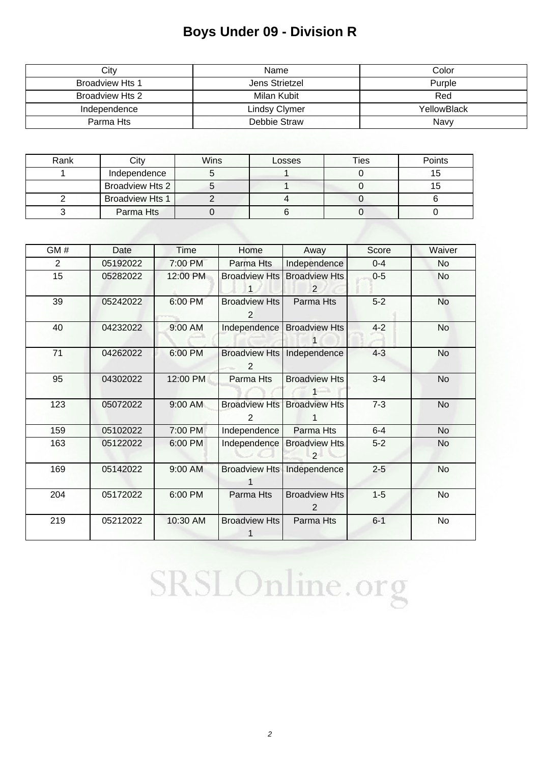# Boys Under 09 - Division R

| City | Name | Color |
|---|---|---|
| Broadview Hts 1 | Jens Strietzel | Purple |
| Broadview Hts 2 | Milan Kubit | Red |
| Independence | Lindsy Clymer | YellowBlack |
| Parma Hts | Debbie Straw | Navy |

| Rank | City | Wins | Losses | Ties | Points |
|---|---|---|---|---|---|
| 1 | Independence | 5 | 1 | 0 | 15 |
| | Broadview Hts 2 | 5 | 1 | 0 | 15 |
| 2 | Broadview Hts 1 | 2 | 4 | 0 | 6 |
| 3 | Parma Hts | 0 | 6 | 0 | 0 |

| GM # | Date | Time | Home | Away | Score | Waiver |
|---|---|---|---|---|---|---|
| 2 | 05192022 | 7:00 PM | Parma Hts | Independence | 0-4 | No |
| 15 | 05282022 | 12:00 PM | Broadview Hts 1 | Broadview Hts 2 | 0-5 | No |
| 39 | 05242022 | 6:00 PM | Broadview Hts 2 | Parma Hts | 5-2 | No |
| 40 | 04232022 | 9:00 AM | Independence | Broadview Hts 1 | 4-2 | No |
| 71 | 04262022 | 6:00 PM | Broadview Hts 2 | Independence | 4-3 | No |
| 95 | 04302022 | 12:00 PM | Parma Hts | Broadview Hts 1 | 3-4 | No |
| 123 | 05072022 | 9:00 AM | Broadview Hts 2 | Broadview Hts 1 | 7-3 | No |
| 159 | 05102022 | 7:00 PM | Independence | Parma Hts | 6-4 | No |
| 163 | 05122022 | 6:00 PM | Independence | Broadview Hts 2 | 5-2 | No |
| 169 | 05142022 | 9:00 AM | Broadview Hts 1 | Independence | 2-5 | No |
| 204 | 05172022 | 6:00 PM | Parma Hts | Broadview Hts 2 | 1-5 | No |
| 219 | 05212022 | 10:30 AM | Broadview Hts 1 | Parma Hts | 6-1 | No |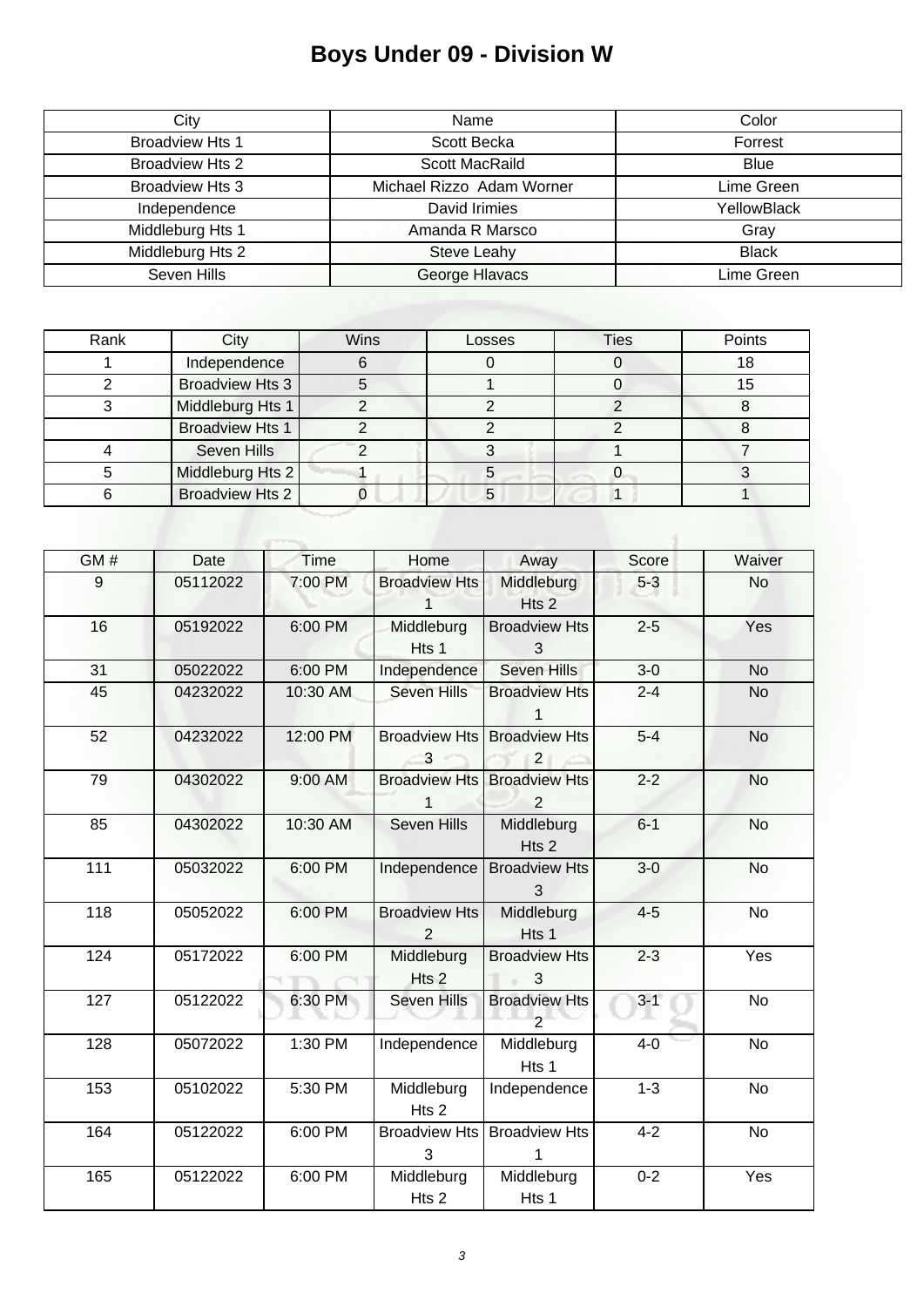# Boys Under 09 - Division W

| City | Name | Color |
| --- | --- | --- |
| Broadview Hts 1 | Scott Becka | Forrest |
| Broadview Hts 2 | Scott MacRaild | Blue |
| Broadview Hts 3 | Michael Rizzo Adam Worner | Lime Green |
| Independence | David Irimies | YellowBlack |
| Middleburg Hts 1 | Amanda R Marsco | Gray |
| Middleburg Hts 2 | Steve Leahy | Black |
| Seven Hills | George Hlavacs | Lime Green |

| Rank | City | Wins | Losses | Ties | Points |
| --- | --- | --- | --- | --- | --- |
| 1 | Independence | 6 | 0 | 0 | 18 |
| 2 | Broadview Hts 3 | 5 | 1 | 0 | 15 |
| 3 | Middleburg Hts 1 | 2 | 2 | 2 | 8 |
| | Broadview Hts 1 | 2 | 2 | 2 | 8 |
| 4 | Seven Hills | 2 | 3 | 1 | 7 |
| 5 | Middleburg Hts 2 | 1 | 5 | 0 | 3 |
| 6 | Broadview Hts 2 | 0 | 5 | 1 | 1 |

| GM # | Date | Time | Home | Away | Score | Waiver |
| --- | --- | --- | --- | --- | --- | --- |
| 9 | 05112022 | 7:00 PM | Broadview Hts 1 | Middleburg Hts 2 | 5-3 | No |
| 16 | 05192022 | 6:00 PM | Middleburg Hts 1 | Broadview Hts 3 | 2-5 | Yes |
| 31 | 05022022 | 6:00 PM | Independence | Seven Hills | 3-0 | No |
| 45 | 04232022 | 10:30 AM | Seven Hills | Broadview Hts 1 | 2-4 | No |
| 52 | 04232022 | 12:00 PM | Broadview Hts 3 | Broadview Hts 2 | 5-4 | No |
| 79 | 04302022 | 9:00 AM | Broadview Hts 1 | Broadview Hts 2 | 2-2 | No |
| 85 | 04302022 | 10:30 AM | Seven Hills | Middleburg Hts 2 | 6-1 | No |
| 111 | 05032022 | 6:00 PM | Independence | Broadview Hts 3 | 3-0 | No |
| 118 | 05052022 | 6:00 PM | Broadview Hts 2 | Middleburg Hts 1 | 4-5 | No |
| 124 | 05172022 | 6:00 PM | Middleburg Hts 2 | Broadview Hts 3 | 2-3 | Yes |
| 127 | 05122022 | 6:30 PM | Seven Hills | Broadview Hts 2 | 3-1 | No |
| 128 | 05072022 | 1:30 PM | Independence | Middleburg Hts 1 | 4-0 | No |
| 153 | 05102022 | 5:30 PM | Middleburg Hts 2 | Independence | 1-3 | No |
| 164 | 05122022 | 6:00 PM | Broadview Hts 3 | Broadview Hts 1 | 4-2 | No |
| 165 | 05122022 | 6:00 PM | Middleburg Hts 2 | Middleburg Hts 1 | 0-2 | Yes |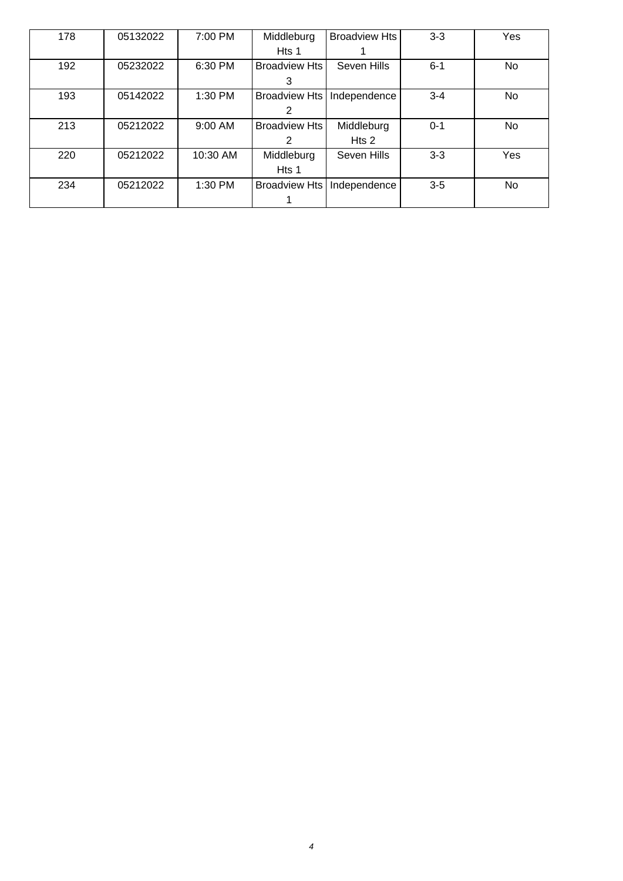| 178 | 05132022 | 7:00 PM | Middleburg Hts 1 | Broadview Hts 1 | 3-3 | Yes |
|---|---|---|---|---|---|---|
| 192 | 05232022 | 6:30 PM | Broadview Hts 3 | Seven Hills | 6-1 | No |
| 193 | 05142022 | 1:30 PM | Broadview Hts 2 | Independence | 3-4 | No |
| 213 | 05212022 | 9:00 AM | Broadview Hts 2 | Middleburg Hts 2 | 0-1 | No |
| 220 | 05212022 | 10:30 AM | Middleburg Hts 1 | Seven Hills | 3-3 | Yes |
| 234 | 05212022 | 1:30 PM | Broadview Hts 1 | Independence | 3-5 | No |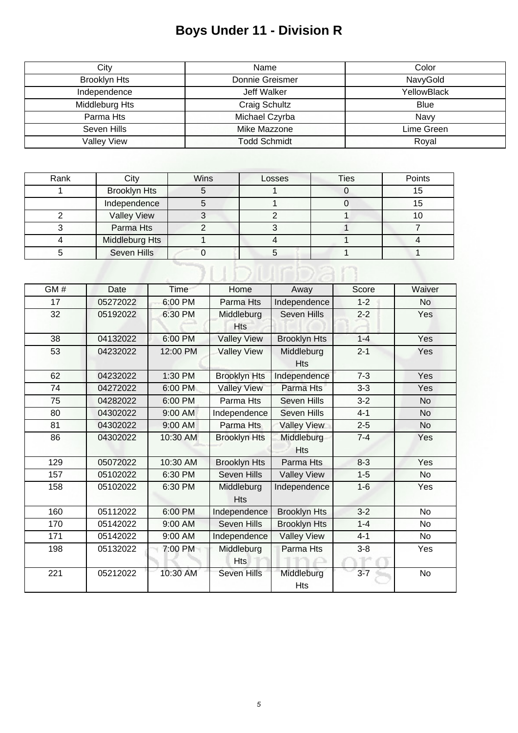# Boys Under 11 - Division R

| City | Name | Color |
|---|---|---|
| Brooklyn Hts | Donnie Greismer | NavyGold |
| Independence | Jeff Walker | YellowBlack |
| Middleburg Hts | Craig Schultz | Blue |
| Parma Hts | Michael Czyrba | Navy |
| Seven Hills | Mike Mazzone | Lime Green |
| Valley View | Todd Schmidt | Royal |

| Rank | City | Wins | Losses | Ties | Points |
|---|---|---|---|---|---|
| 1 | Brooklyn Hts | 5 | 1 | 0 | 15 |
| | Independence | 5 | 1 | 0 | 15 |
| 2 | Valley View | 3 | 2 | 1 | 10 |
| 3 | Parma Hts | 2 | 3 | 1 | 7 |
| 4 | Middleburg Hts | 1 | 4 | 1 | 4 |
| 5 | Seven Hills | 0 | 5 | 1 | 1 |

| GM # | Date | Time | Home | Away | Score | Waiver |
|---|---|---|---|---|---|---|
| 17 | 05272022 | 6:00 PM | Parma Hts | Independence | 1-2 | No |
| 32 | 05192022 | 6:30 PM | Middleburg Hts | Seven Hills | 2-2 | Yes |
| 38 | 04132022 | 6:00 PM | Valley View | Brooklyn Hts | 1-4 | Yes |
| 53 | 04232022 | 12:00 PM | Valley View | Middleburg Hts | 2-1 | Yes |
| 62 | 04232022 | 1:30 PM | Brooklyn Hts | Independence | 7-3 | Yes |
| 74 | 04272022 | 6:00 PM | Valley View | Parma Hts | 3-3 | Yes |
| 75 | 04282022 | 6:00 PM | Parma Hts | Seven Hills | 3-2 | No |
| 80 | 04302022 | 9:00 AM | Independence | Seven Hills | 4-1 | No |
| 81 | 04302022 | 9:00 AM | Parma Hts | Valley View | 2-5 | No |
| 86 | 04302022 | 10:30 AM | Brooklyn Hts | Middleburg Hts | 7-4 | Yes |
| 129 | 05072022 | 10:30 AM | Brooklyn Hts | Parma Hts | 8-3 | Yes |
| 157 | 05102022 | 6:30 PM | Seven Hills | Valley View | 1-5 | No |
| 158 | 05102022 | 6:30 PM | Middleburg Hts | Independence | 1-6 | Yes |
| 160 | 05112022 | 6:00 PM | Independence | Brooklyn Hts | 3-2 | No |
| 170 | 05142022 | 9:00 AM | Seven Hills | Brooklyn Hts | 1-4 | No |
| 171 | 05142022 | 9:00 AM | Independence | Valley View | 4-1 | No |
| 198 | 05132022 | 7:00 PM | Middleburg Hts | Parma Hts | 3-8 | Yes |
| 221 | 05212022 | 10:30 AM | Seven Hills | Middleburg Hts | 3-7 | No |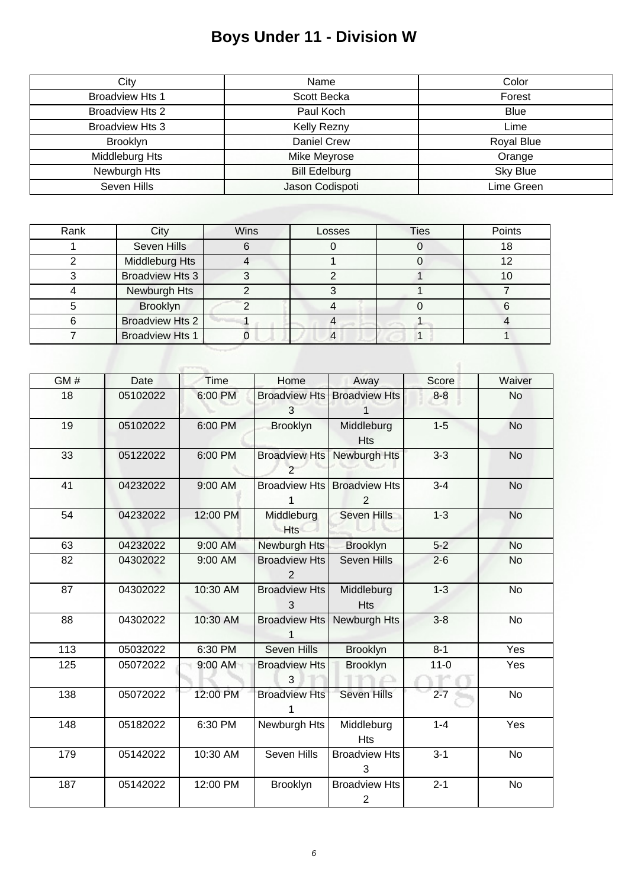# Boys Under 11 - Division W

| City | Name | Color |
|---|---|---|
| Broadview Hts 1 | Scott Becka | Forest |
| Broadview Hts 2 | Paul Koch | Blue |
| Broadview Hts 3 | Kelly Rezny | Lime |
| Brooklyn | Daniel Crew | Royal Blue |
| Middleburg Hts | Mike Meyrose | Orange |
| Newburgh Hts | Bill Edelburg | Sky Blue |
| Seven Hills | Jason Codispoti | Lime Green |

| Rank | City | Wins | Losses | Ties | Points |
|---|---|---|---|---|---|
| 1 | Seven Hills | 6 | 0 | 0 | 18 |
| 2 | Middleburg Hts | 4 | 1 | 0 | 12 |
| 3 | Broadview Hts 3 | 3 | 2 | 1 | 10 |
| 4 | Newburgh Hts | 2 | 3 | 1 | 7 |
| 5 | Brooklyn | 2 | 4 | 0 | 6 |
| 6 | Broadview Hts 2 | 1 | 4 | 1 | 4 |
| 7 | Broadview Hts 1 | 0 | 4 | 1 | 1 |

| GM # | Date | Time | Home | Away | Score | Waiver |
|---|---|---|---|---|---|---|
| 18 | 05102022 | 6:00 PM | Broadview Hts 3 | Broadview Hts 1 | 8-8 | No |
| 19 | 05102022 | 6:00 PM | Brooklyn | Middleburg Hts | 1-5 | No |
| 33 | 05122022 | 6:00 PM | Broadview Hts 2 | Newburgh Hts | 3-3 | No |
| 41 | 04232022 | 9:00 AM | Broadview Hts 1 | Broadview Hts 2 | 3-4 | No |
| 54 | 04232022 | 12:00 PM | Middleburg Hts | Seven Hills | 1-3 | No |
| 63 | 04232022 | 9:00 AM | Newburgh Hts | Brooklyn | 5-2 | No |
| 82 | 04302022 | 9:00 AM | Broadview Hts 2 | Seven Hills | 2-6 | No |
| 87 | 04302022 | 10:30 AM | Broadview Hts 3 | Middleburg Hts | 1-3 | No |
| 88 | 04302022 | 10:30 AM | Broadview Hts 1 | Newburgh Hts | 3-8 | No |
| 113 | 05032022 | 6:30 PM | Seven Hills | Brooklyn | 8-1 | Yes |
| 125 | 05072022 | 9:00 AM | Broadview Hts 3 | Brooklyn | 11-0 | Yes |
| 138 | 05072022 | 12:00 PM | Broadview Hts 1 | Seven Hills | 2-7 | No |
| 148 | 05182022 | 6:30 PM | Newburgh Hts | Middleburg Hts | 1-4 | Yes |
| 179 | 05142022 | 10:30 AM | Seven Hills | Broadview Hts 3 | 3-1 | No |
| 187 | 05142022 | 12:00 PM | Brooklyn | Broadview Hts 2 | 2-1 | No |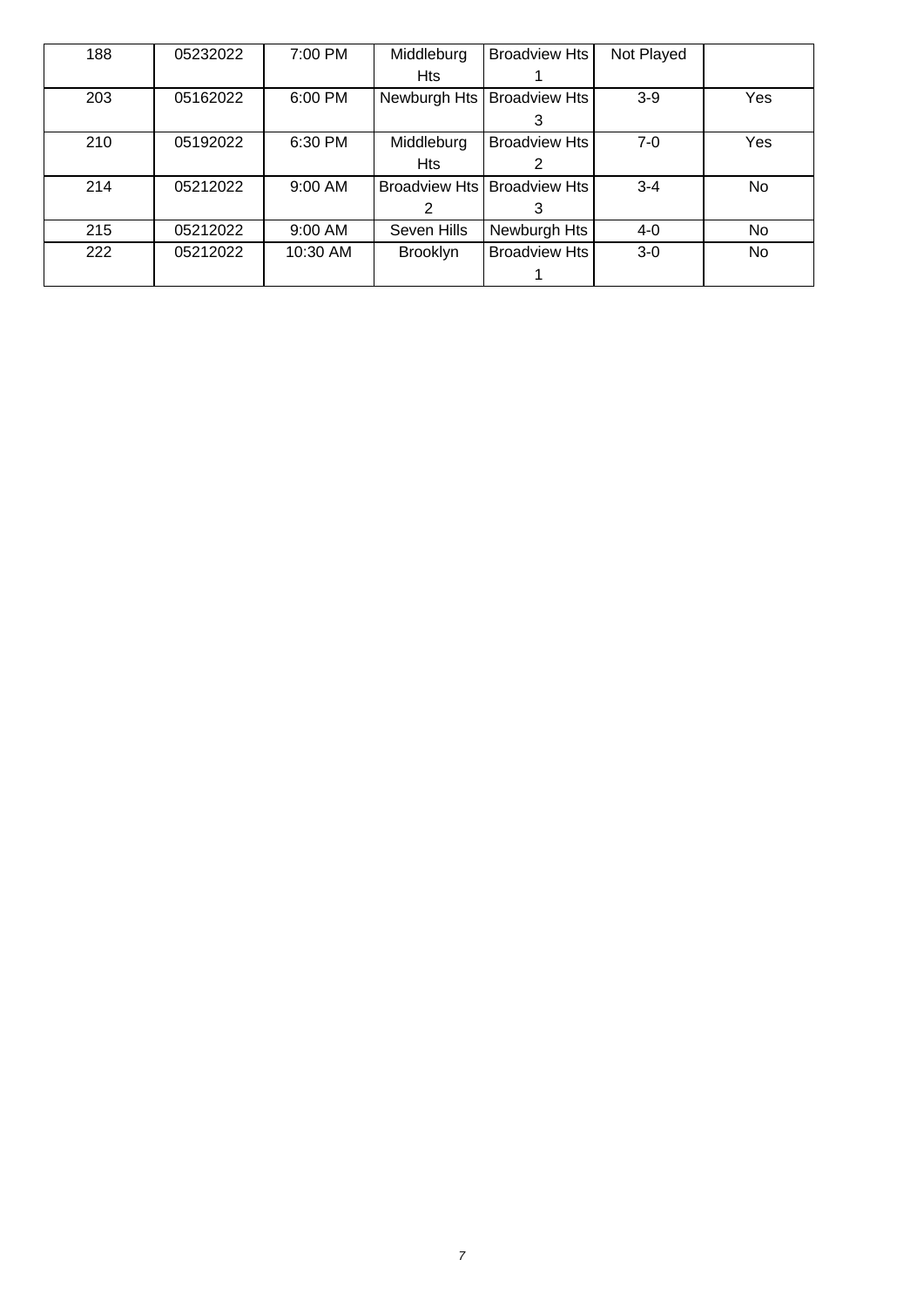| 188 | 05232022 | 7:00 PM | Middleburg Hts | Broadview Hts 1 | Not Played | |
|---|---|---|---|---|---|---|
| 203 | 05162022 | 6:00 PM | Newburgh Hts | Broadview Hts 3 | 3-9 | Yes |
| 210 | 05192022 | 6:30 PM | Middleburg Hts | Broadview Hts 2 | 7-0 | Yes |
| 214 | 05212022 | 9:00 AM | Broadview Hts 2 | Broadview Hts 3 | 3-4 | No |
| 215 | 05212022 | 9:00 AM | Seven Hills | Newburgh Hts | 4-0 | No |
| 222 | 05212022 | 10:30 AM | Brooklyn | Broadview Hts 1 | 3-0 | No |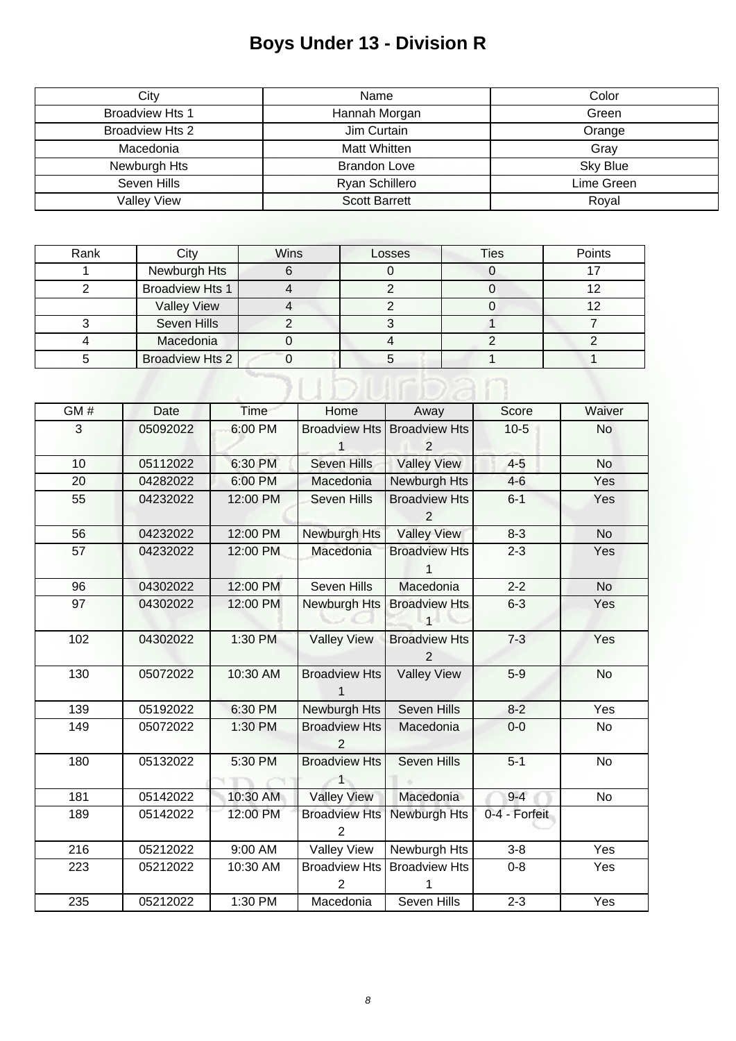# Boys Under 13 - Division R

| City | Name | Color |
|---|---|---|
| Broadview Hts 1 | Hannah Morgan | Green |
| Broadview Hts 2 | Jim Curtain | Orange |
| Macedonia | Matt Whitten | Gray |
| Newburgh Hts | Brandon Love | Sky Blue |
| Seven Hills | Ryan Schillero | Lime Green |
| Valley View | Scott Barrett | Royal |

| Rank | City | Wins | Losses | Ties | Points |
|---|---|---|---|---|---|
| 1 | Newburgh Hts | 6 | 0 | 0 | 17 |
| 2 | Broadview Hts 1 | 4 | 2 | 0 | 12 |
| | Valley View | 4 | 2 | 0 | 12 |
| 3 | Seven Hills | 2 | 3 | 1 | 7 |
| 4 | Macedonia | 0 | 4 | 2 | 2 |
| 5 | Broadview Hts 2 | 0 | 5 | 1 | 1 |

| GM # | Date | Time | Home | Away | Score | Waiver |
|---|---|---|---|---|---|---|
| 3 | 05092022 | 6:00 PM | Broadview Hts 1 | Broadview Hts 2 | 10-5 | No |
| 10 | 05112022 | 6:30 PM | Seven Hills | Valley View | 4-5 | No |
| 20 | 04282022 | 6:00 PM | Macedonia | Newburgh Hts | 4-6 | Yes |
| 55 | 04232022 | 12:00 PM | Seven Hills | Broadview Hts 2 | 6-1 | Yes |
| 56 | 04232022 | 12:00 PM | Newburgh Hts | Valley View | 8-3 | No |
| 57 | 04232022 | 12:00 PM | Macedonia | Broadview Hts 1 | 2-3 | Yes |
| 96 | 04302022 | 12:00 PM | Seven Hills | Macedonia | 2-2 | No |
| 97 | 04302022 | 12:00 PM | Newburgh Hts | Broadview Hts 1 | 6-3 | Yes |
| 102 | 04302022 | 1:30 PM | Valley View | Broadview Hts 2 | 7-3 | Yes |
| 130 | 05072022 | 10:30 AM | Broadview Hts 1 | Valley View | 5-9 | No |
| 139 | 05192022 | 6:30 PM | Newburgh Hts | Seven Hills | 8-2 | Yes |
| 149 | 05072022 | 1:30 PM | Broadview Hts 2 | Macedonia | 0-0 | No |
| 180 | 05132022 | 5:30 PM | Broadview Hts 1 | Seven Hills | 5-1 | No |
| 181 | 05142022 | 10:30 AM | Valley View | Macedonia | 9-4 | No |
| 189 | 05142022 | 12:00 PM | Broadview Hts 2 | Newburgh Hts | 0-4 - Forfeit | |
| 216 | 05212022 | 9:00 AM | Valley View | Newburgh Hts | 3-8 | Yes |
| 223 | 05212022 | 10:30 AM | Broadview Hts 2 | Broadview Hts 1 | 0-8 | Yes |
| 235 | 05212022 | 1:30 PM | Macedonia | Seven Hills | 2-3 | Yes |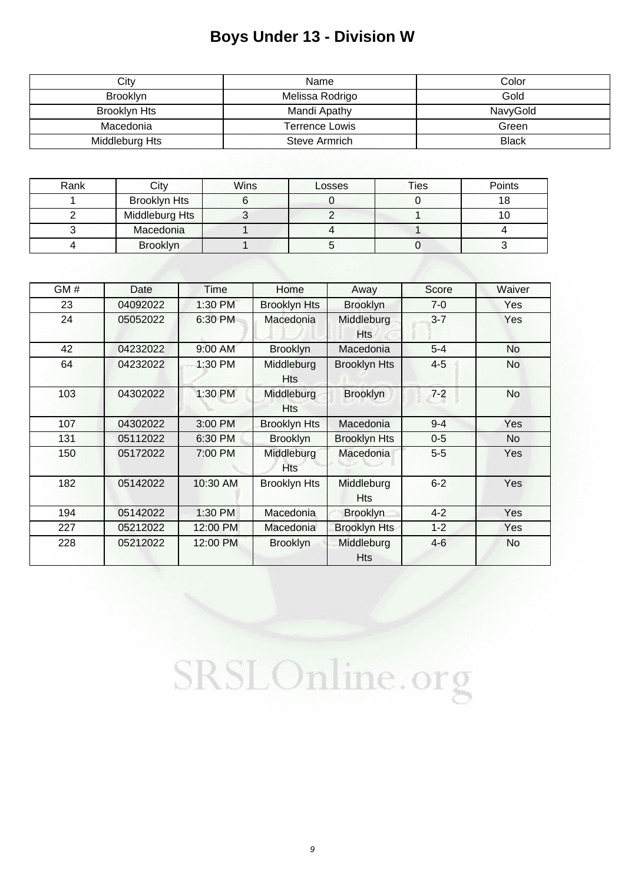# Boys Under 13 - Division W

| City | Name | Color |
| --- | --- | --- |
| Brooklyn | Melissa Rodrigo | Gold |
| Brooklyn Hts | Mandi Apathy | NavyGold |
| Macedonia | Terrence Lowis | Green |
| Middleburg Hts | Steve Armrich | Black |

| Rank | City | Wins | Losses | Ties | Points |
| --- | --- | --- | --- | --- | --- |
| 1 | Brooklyn Hts | 6 | 0 | 0 | 18 |
| 2 | Middleburg Hts | 3 | 2 | 1 | 10 |
| 3 | Macedonia | 1 | 4 | 1 | 4 |
| 4 | Brooklyn | 1 | 5 | 0 | 3 |

| GM # | Date | Time | Home | Away | Score | Waiver |
| --- | --- | --- | --- | --- | --- | --- |
| 23 | 04092022 | 1:30 PM | Brooklyn Hts | Brooklyn | 7-0 | Yes |
| 24 | 05052022 | 6:30 PM | Macedonia | Middleburg Hts | 3-7 | Yes |
| 42 | 04232022 | 9:00 AM | Brooklyn | Macedonia | 5-4 | No |
| 64 | 04232022 | 1:30 PM | Middleburg Hts | Brooklyn Hts | 4-5 | No |
| 103 | 04302022 | 1:30 PM | Middleburg Hts | Brooklyn | 7-2 | No |
| 107 | 04302022 | 3:00 PM | Brooklyn Hts | Macedonia | 9-4 | Yes |
| 131 | 05112022 | 6:30 PM | Brooklyn | Brooklyn Hts | 0-5 | No |
| 150 | 05172022 | 7:00 PM | Middleburg Hts | Macedonia | 5-5 | Yes |
| 182 | 05142022 | 10:30 AM | Brooklyn Hts | Middleburg Hts | 6-2 | Yes |
| 194 | 05142022 | 1:30 PM | Macedonia | Brooklyn | 4-2 | Yes |
| 227 | 05212022 | 12:00 PM | Macedonia | Brooklyn Hts | 1-2 | Yes |
| 228 | 05212022 | 12:00 PM | Brooklyn | Middleburg Hts | 4-6 | No |

SRSLOnline.org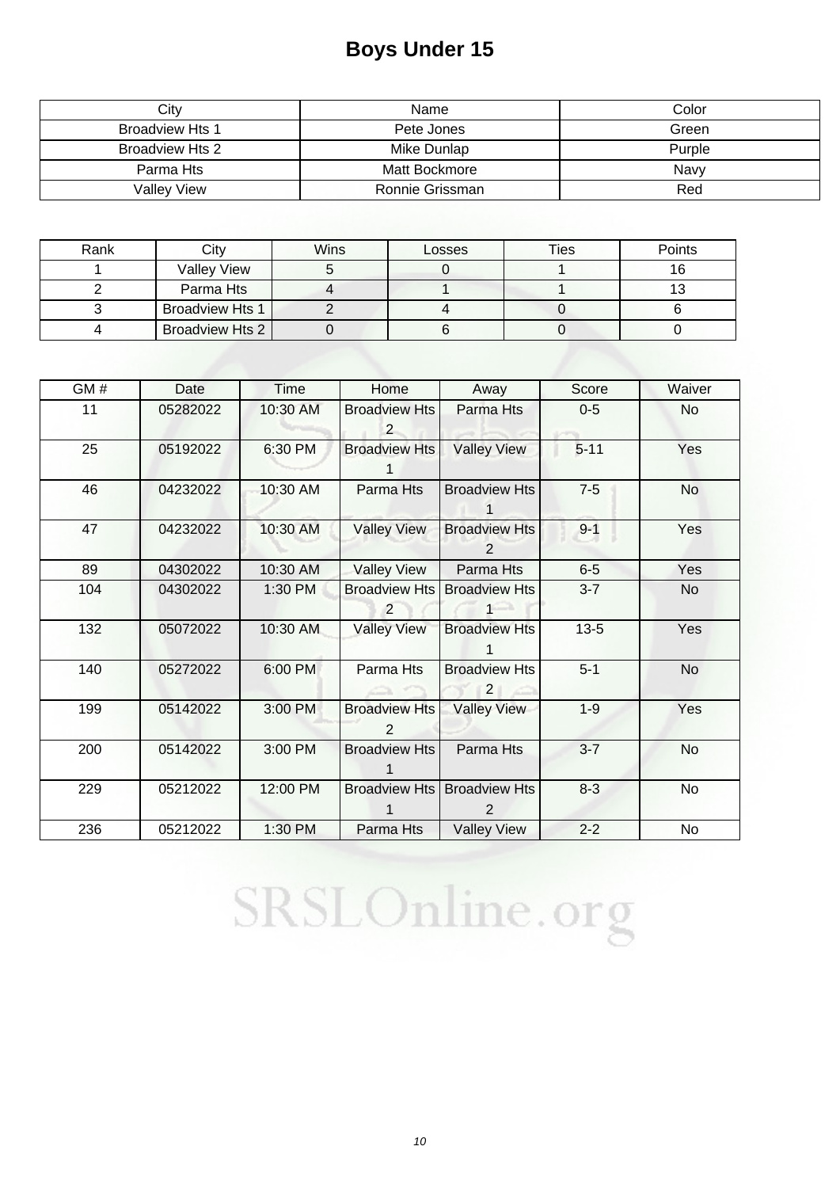# Boys Under 15

| City | Name | Color |
| --- | --- | --- |
| Broadview Hts 1 | Pete Jones | Green |
| Broadview Hts 2 | Mike Dunlap | Purple |
| Parma Hts | Matt Bockmore | Navy |
| Valley View | Ronnie Grissman | Red |

| Rank | City | Wins | Losses | Ties | Points |
| --- | --- | --- | --- | --- | --- |
| 1 | Valley View | 5 | 0 | 1 | 16 |
| 2 | Parma Hts | 4 | 1 | 1 | 13 |
| 3 | Broadview Hts 1 | 2 | 4 | 0 | 6 |
| 4 | Broadview Hts 2 | 0 | 6 | 0 | 0 |

| GM # | Date | Time | Home | Away | Score | Waiver |
| --- | --- | --- | --- | --- | --- | --- |
| 11 | 05282022 | 10:30 AM | Broadview Hts 2 | Parma Hts | 0-5 | No |
| 25 | 05192022 | 6:30 PM | Broadview Hts 1 | Valley View | 5-11 | Yes |
| 46 | 04232022 | 10:30 AM | Parma Hts | Broadview Hts 1 | 7-5 | No |
| 47 | 04232022 | 10:30 AM | Valley View | Broadview Hts 2 | 9-1 | Yes |
| 89 | 04302022 | 10:30 AM | Valley View | Parma Hts | 6-5 | Yes |
| 104 | 04302022 | 1:30 PM | Broadview Hts 2 | Broadview Hts 1 | 3-7 | No |
| 132 | 05072022 | 10:30 AM | Valley View | Broadview Hts 1 | 13-5 | Yes |
| 140 | 05272022 | 6:00 PM | Parma Hts | Broadview Hts 2 | 5-1 | No |
| 199 | 05142022 | 3:00 PM | Broadview Hts 2 | Valley View | 1-9 | Yes |
| 200 | 05142022 | 3:00 PM | Broadview Hts 1 | Parma Hts | 3-7 | No |
| 229 | 05212022 | 12:00 PM | Broadview Hts 1 | Broadview Hts 2 | 8-3 | No |
| 236 | 05212022 | 1:30 PM | Parma Hts | Valley View | 2-2 | No |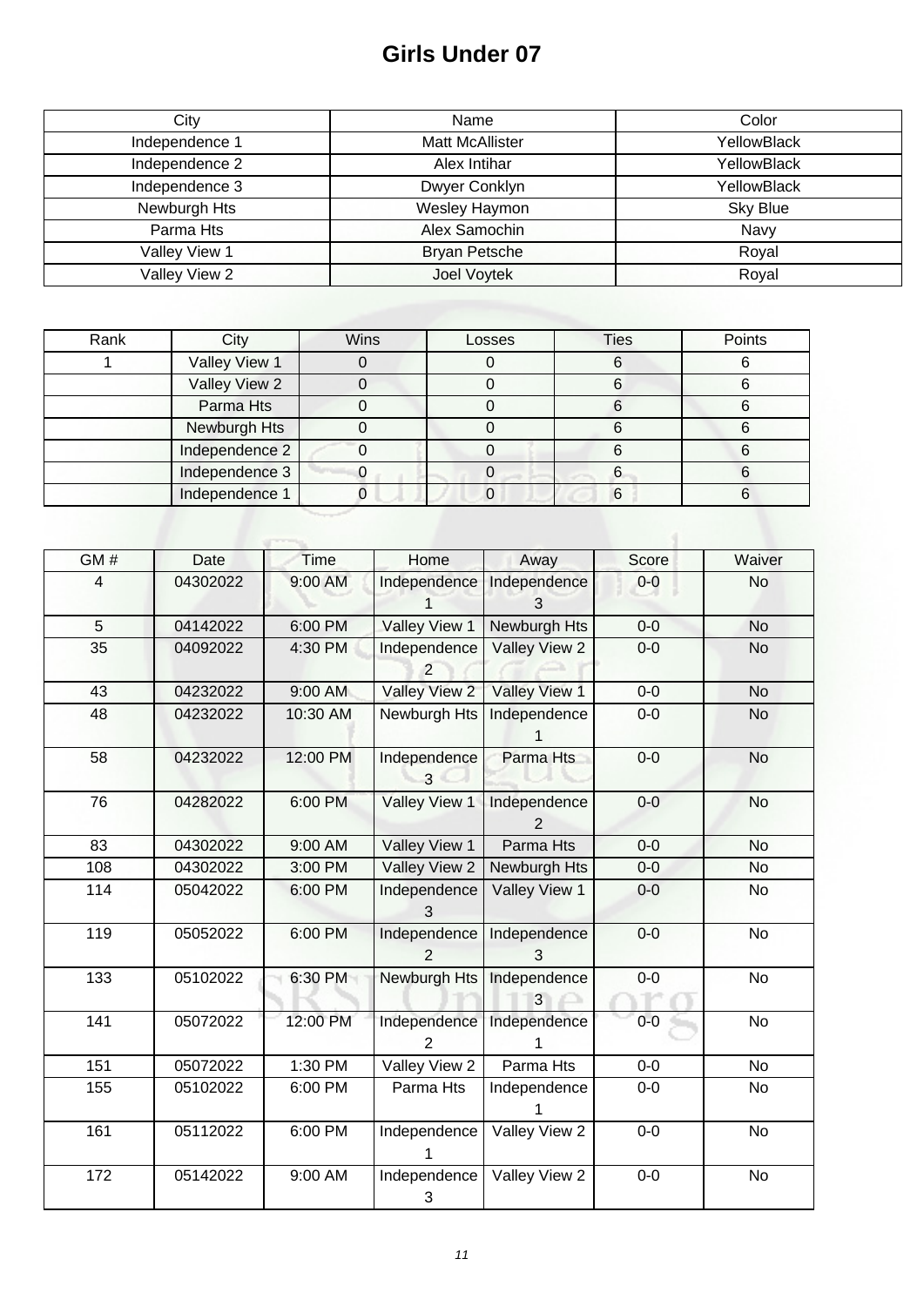# Girls Under 07

| City | Name | Color |
|---|---|---|
| Independence 1 | Matt McAllister | YellowBlack |
| Independence 2 | Alex Intihar | YellowBlack |
| Independence 3 | Dwyer Conklyn | YellowBlack |
| Newburgh Hts | Wesley Haymon | Sky Blue |
| Parma Hts | Alex Samochin | Navy |
| Valley View 1 | Bryan Petsche | Royal |
| Valley View 2 | Joel Voytek | Royal |

| Rank | City | Wins | Losses | Ties | Points |
|---|---|---|---|---|---|
| 1 | Valley View 1 | 0 | 0 | 6 | 6 |
| | Valley View 2 | 0 | 0 | 6 | 6 |
| | Parma Hts | 0 | 0 | 6 | 6 |
| | Newburgh Hts | 0 | 0 | 6 | 6 |
| | Independence 2 | 0 | 0 | 6 | 6 |
| | Independence 3 | 0 | 0 | 6 | 6 |
| | Independence 1 | 0 | 0 | 6 | 6 |

| GM # | Date | Time | Home | Away | Score | Waiver |
|---|---|---|---|---|---|---|
| 4 | 04302022 | 9:00 AM | Independence 1 | Independence 3 | 0-0 | No |
| 5 | 04142022 | 6:00 PM | Valley View 1 | Newburgh Hts | 0-0 | No |
| 35 | 04092022 | 4:30 PM | Independence 2 | Valley View 2 | 0-0 | No |
| 43 | 04232022 | 9:00 AM | Valley View 2 | Valley View 1 | 0-0 | No |
| 48 | 04232022 | 10:30 AM | Newburgh Hts | Independence 1 | 0-0 | No |
| 58 | 04232022 | 12:00 PM | Independence 3 | Parma Hts | 0-0 | No |
| 76 | 04282022 | 6:00 PM | Valley View 1 | Independence 2 | 0-0 | No |
| 83 | 04302022 | 9:00 AM | Valley View 1 | Parma Hts | 0-0 | No |
| 108 | 04302022 | 3:00 PM | Valley View 2 | Newburgh Hts | 0-0 | No |
| 114 | 05042022 | 6:00 PM | Independence 3 | Valley View 1 | 0-0 | No |
| 119 | 05052022 | 6:00 PM | Independence 2 | Independence 3 | 0-0 | No |
| 133 | 05102022 | 6:30 PM | Newburgh Hts | Independence 3 | 0-0 | No |
| 141 | 05072022 | 12:00 PM | Independence 2 | Independence 1 | 0-0 | No |
| 151 | 05072022 | 1:30 PM | Valley View 2 | Parma Hts | 0-0 | No |
| 155 | 05102022 | 6:00 PM | Parma Hts | Independence 1 | 0-0 | No |
| 161 | 05112022 | 6:00 PM | Independence 1 | Valley View 2 | 0-0 | No |
| 172 | 05142022 | 9:00 AM | Independence 3 | Valley View 2 | 0-0 | No |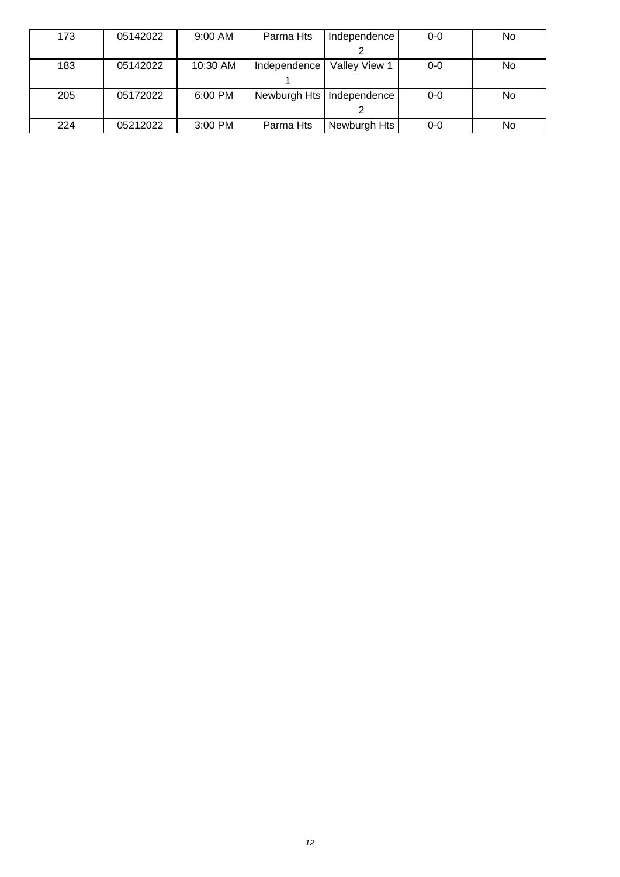| 173 | 05142022 | 9:00 AM | Parma Hts | Independence 2 | 0-0 | No |
| --- | --- | --- | --- | --- | --- | --- |
| 183 | 05142022 | 10:30 AM | Independence 1 | Valley View 1 | 0-0 | No |
| 205 | 05172022 | 6:00 PM | Newburgh Hts | Independence 2 | 0-0 | No |
| 224 | 05212022 | 3:00 PM | Parma Hts | Newburgh Hts | 0-0 | No |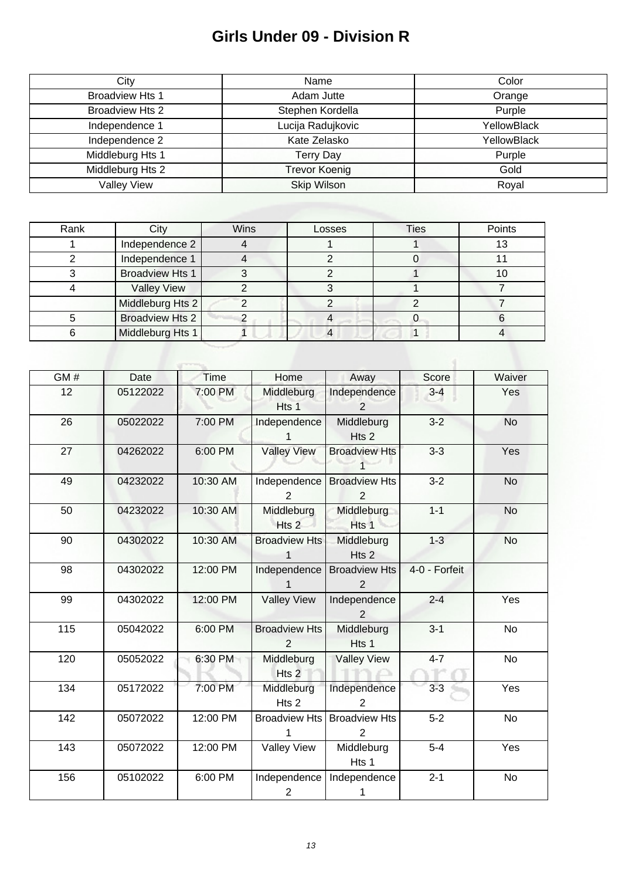# Girls Under 09 - Division R

| City | Name | Color |
| --- | --- | --- |
| Broadview Hts 1 | Adam Jutte | Orange |
| Broadview Hts 2 | Stephen Kordella | Purple |
| Independence 1 | Lucija Radujkovic | YellowBlack |
| Independence 2 | Kate Zelasko | YellowBlack |
| Middleburg Hts 1 | Terry Day | Purple |
| Middleburg Hts 2 | Trevor Koenig | Gold |
| Valley View | Skip Wilson | Royal |

| Rank | City | Wins | Losses | Ties | Points |
| --- | --- | --- | --- | --- | --- |
| 1 | Independence 2 | 4 | 1 | 1 | 13 |
| 2 | Independence 1 | 4 | 2 | 0 | 11 |
| 3 | Broadview Hts 1 | 3 | 2 | 1 | 10 |
| 4 | Valley View | 2 | 3 | 1 | 7 |
| | Middleburg Hts 2 | 2 | 2 | 2 | 7 |
| 5 | Broadview Hts 2 | 2 | 4 | 0 | 6 |
| 6 | Middleburg Hts 1 | 1 | 4 | 1 | 4 |

| GM # | Date | Time | Home | Away | Score | Waiver |
| --- | --- | --- | --- | --- | --- | --- |
| 12 | 05122022 | 7:00 PM | Middleburg Hts 1 | Independence 2 | 3-4 | Yes |
| 26 | 05022022 | 7:00 PM | Independence 1 | Middleburg Hts 2 | 3-2 | No |
| 27 | 04262022 | 6:00 PM | Valley View | Broadview Hts 1 | 3-3 | Yes |
| 49 | 04232022 | 10:30 AM | Independence 2 | Broadview Hts 2 | 3-2 | No |
| 50 | 04232022 | 10:30 AM | Middleburg Hts 2 | Middleburg Hts 1 | 1-1 | No |
| 90 | 04302022 | 10:30 AM | Broadview Hts 1 | Middleburg Hts 2 | 1-3 | No |
| 98 | 04302022 | 12:00 PM | Independence 1 | Broadview Hts 2 | 4-0 - Forfeit | |
| 99 | 04302022 | 12:00 PM | Valley View | Independence 2 | 2-4 | Yes |
| 115 | 05042022 | 6:00 PM | Broadview Hts 2 | Middleburg Hts 1 | 3-1 | No |
| 120 | 05052022 | 6:30 PM | Middleburg Hts 2 | Valley View | 4-7 | No |
| 134 | 05172022 | 7:00 PM | Middleburg Hts 2 | Independence 2 | 3-3 | Yes |
| 142 | 05072022 | 12:00 PM | Broadview Hts 1 | Broadview Hts 2 | 5-2 | No |
| 143 | 05072022 | 12:00 PM | Valley View | Middleburg Hts 1 | 5-4 | Yes |
| 156 | 05102022 | 6:00 PM | Independence 2 | Independence 1 | 2-1 | No |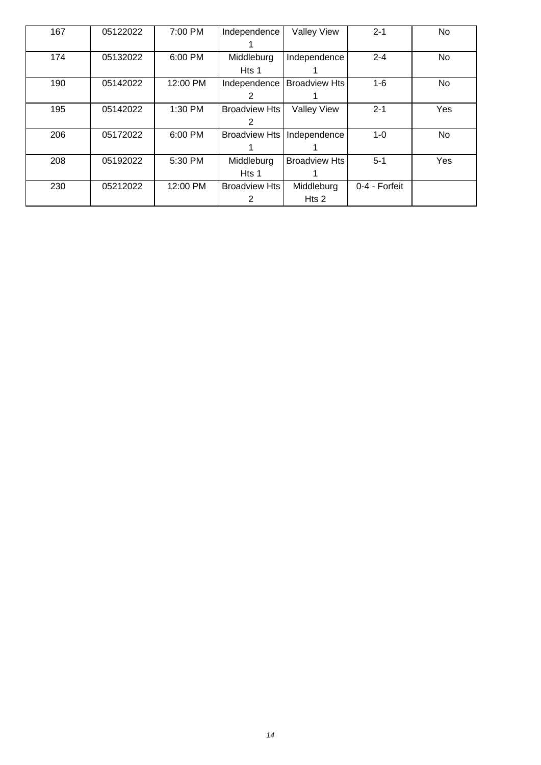| 167 | 05122022 | 7:00 PM | Independence 1 | Valley View | 2-1 | No |
|---|---|---|---|---|---|---|
| 174 | 05132022 | 6:00 PM | Middleburg Hts 1 | Independence 1 | 2-4 | No |
| 190 | 05142022 | 12:00 PM | Independence 2 | Broadview Hts 1 | 1-6 | No |
| 195 | 05142022 | 1:30 PM | Broadview Hts 2 | Valley View | 2-1 | Yes |
| 206 | 05172022 | 6:00 PM | Broadview Hts 1 | Independence 1 | 1-0 | No |
| 208 | 05192022 | 5:30 PM | Middleburg Hts 1 | Broadview Hts 1 | 5-1 | Yes |
| 230 | 05212022 | 12:00 PM | Broadview Hts 2 | Middleburg Hts 2 | 0-4 - Forfeit | |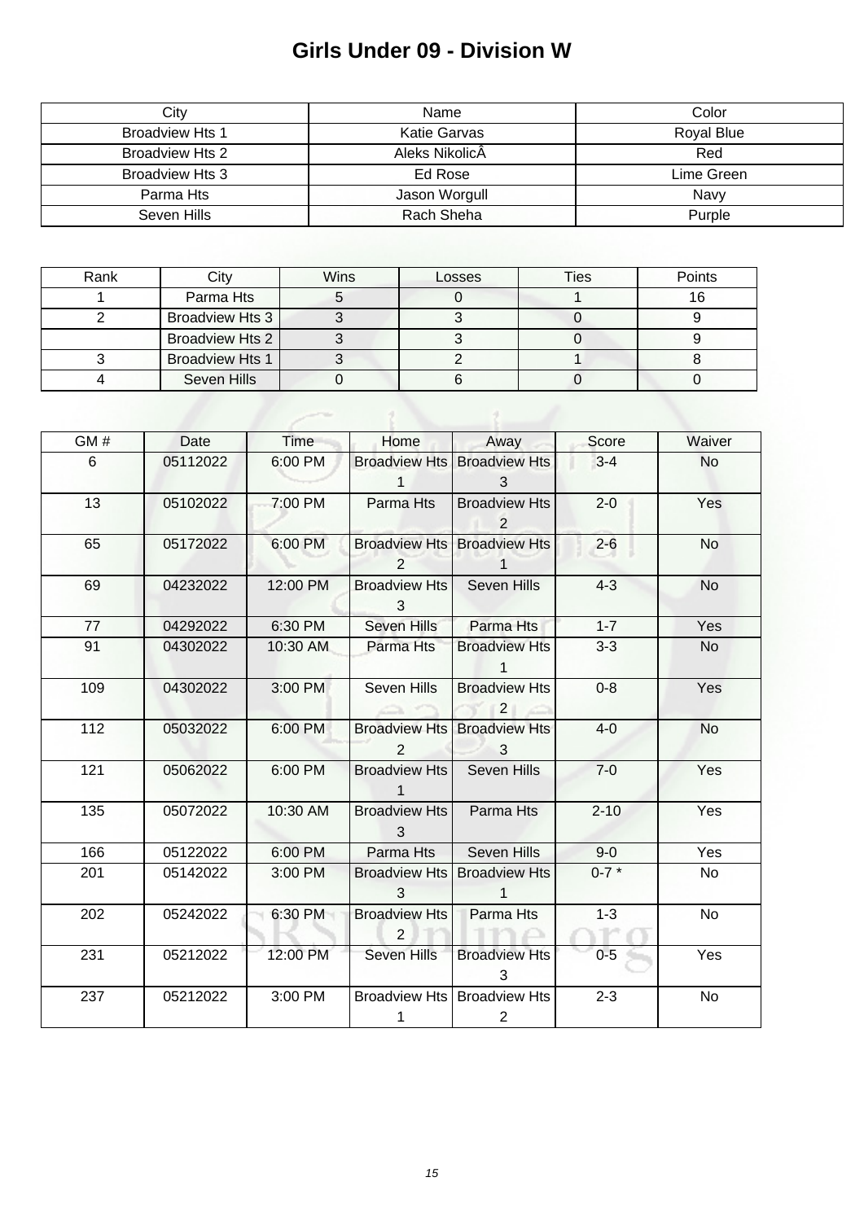# Girls Under 09 - Division W

| City | Name | Color |
|---|---|---|
| Broadview Hts 1 | Katie Garvas | Royal Blue |
| Broadview Hts 2 | Aleks NikolicÂ | Red |
| Broadview Hts 3 | Ed Rose | Lime Green |
| Parma Hts | Jason Worgull | Navy |
| Seven Hills | Rach Sheha | Purple |

| Rank | City | Wins | Losses | Ties | Points |
|---|---|---|---|---|---|
| 1 | Parma Hts | 5 | 0 | 1 | 16 |
| 2 | Broadview Hts 3 | 3 | 3 | 0 | 9 |
| | Broadview Hts 2 | 3 | 3 | 0 | 9 |
| 3 | Broadview Hts 1 | 3 | 2 | 1 | 8 |
| 4 | Seven Hills | 0 | 6 | 0 | 0 |

| GM # | Date | Time | Home | Away | Score | Waiver |
|---|---|---|---|---|---|---|
| 6 | 05112022 | 6:00 PM | Broadview Hts 1 | Broadview Hts 3 | 3-4 | No |
| 13 | 05102022 | 7:00 PM | Parma Hts | Broadview Hts 2 | 2-0 | Yes |
| 65 | 05172022 | 6:00 PM | Broadview Hts 2 | Broadview Hts 1 | 2-6 | No |
| 69 | 04232022 | 12:00 PM | Broadview Hts 3 | Seven Hills | 4-3 | No |
| 77 | 04292022 | 6:30 PM | Seven Hills | Parma Hts | 1-7 | Yes |
| 91 | 04302022 | 10:30 AM | Parma Hts | Broadview Hts 1 | 3-3 | No |
| 109 | 04302022 | 3:00 PM | Seven Hills | Broadview Hts 2 | 0-8 | Yes |
| 112 | 05032022 | 6:00 PM | Broadview Hts 2 | Broadview Hts 3 | 4-0 | No |
| 121 | 05062022 | 6:00 PM | Broadview Hts 1 | Seven Hills | 7-0 | Yes |
| 135 | 05072022 | 10:30 AM | Broadview Hts 3 | Parma Hts | 2-10 | Yes |
| 166 | 05122022 | 6:00 PM | Parma Hts | Seven Hills | 9-0 | Yes |
| 201 | 05142022 | 3:00 PM | Broadview Hts 3 | Broadview Hts 1 | 0-7 * | No |
| 202 | 05242022 | 6:30 PM | Broadview Hts 2 | Parma Hts | 1-3 | No |
| 231 | 05212022 | 12:00 PM | Seven Hills | Broadview Hts 3 | 0-5 | Yes |
| 237 | 05212022 | 3:00 PM | Broadview Hts 1 | Broadview Hts 2 | 2-3 | No |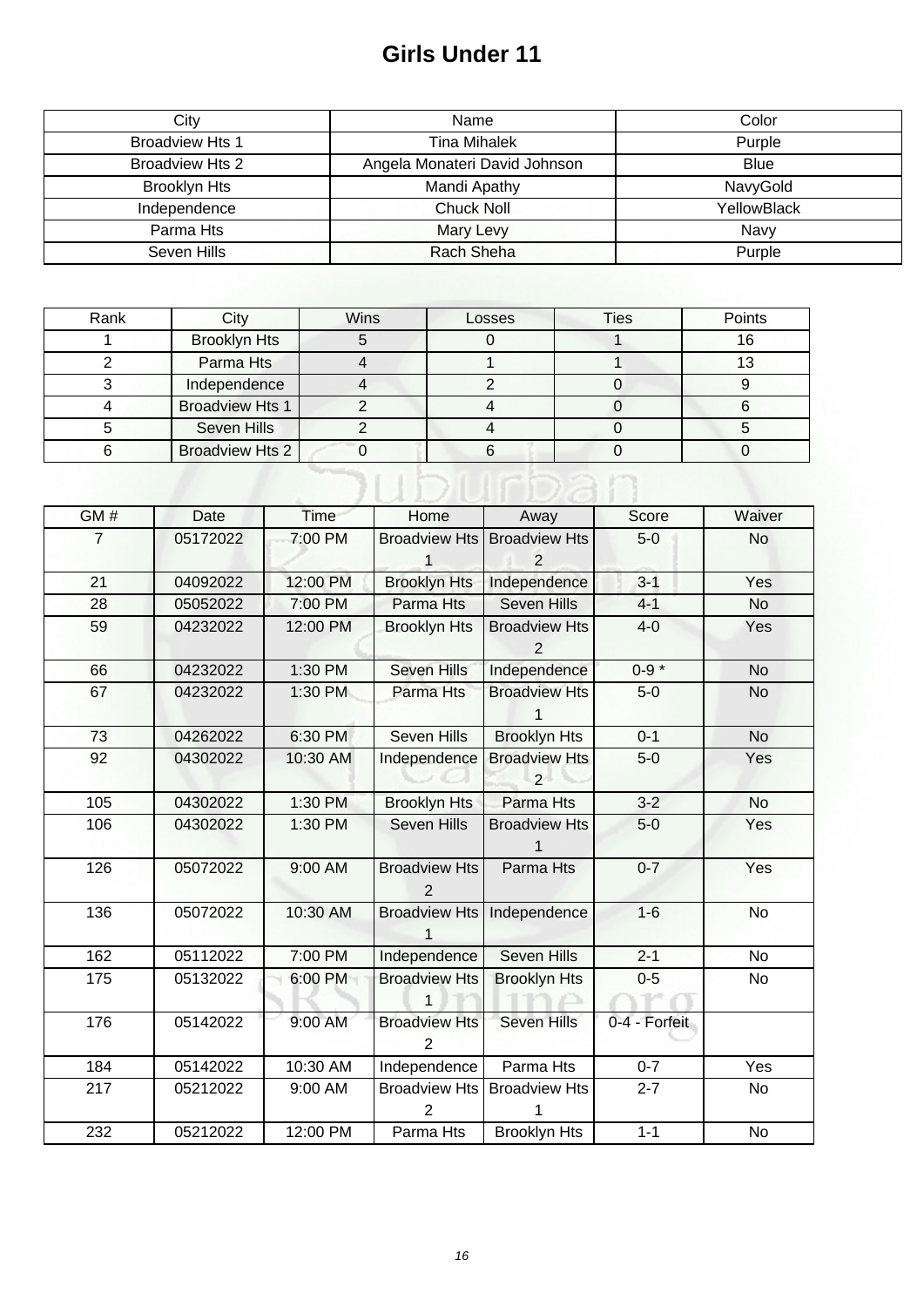# Girls Under 11

| City | Name | Color |
| --- | --- | --- |
| Broadview Hts 1 | Tina Mihalek | Purple |
| Broadview Hts 2 | Angela Monateri David Johnson | Blue |
| Brooklyn Hts | Mandi Apathy | NavyGold |
| Independence | Chuck Noll | YellowBlack |
| Parma Hts | Mary Levy | Navy |
| Seven Hills | Rach Sheha | Purple |

| Rank | City | Wins | Losses | Ties | Points |
| --- | --- | --- | --- | --- | --- |
| 1 | Brooklyn Hts | 5 | 0 | 1 | 16 |
| 2 | Parma Hts | 4 | 1 | 1 | 13 |
| 3 | Independence | 4 | 2 | 0 | 9 |
| 4 | Broadview Hts 1 | 2 | 4 | 0 | 6 |
| 5 | Seven Hills | 2 | 4 | 0 | 5 |
| 6 | Broadview Hts 2 | 0 | 6 | 0 | 0 |

| GM # | Date | Time | Home | Away | Score | Waiver |
| --- | --- | --- | --- | --- | --- | --- |
| 7 | 05172022 | 7:00 PM | Broadview Hts 1 | Broadview Hts 2 | 5-0 | No |
| 21 | 04092022 | 12:00 PM | Brooklyn Hts | Independence | 3-1 | Yes |
| 28 | 05052022 | 7:00 PM | Parma Hts | Seven Hills | 4-1 | No |
| 59 | 04232022 | 12:00 PM | Brooklyn Hts | Broadview Hts 2 | 4-0 | Yes |
| 66 | 04232022 | 1:30 PM | Seven Hills | Independence | 0-9 * | No |
| 67 | 04232022 | 1:30 PM | Parma Hts | Broadview Hts 1 | 5-0 | No |
| 73 | 04262022 | 6:30 PM | Seven Hills | Brooklyn Hts | 0-1 | No |
| 92 | 04302022 | 10:30 AM | Independence | Broadview Hts 2 | 5-0 | Yes |
| 105 | 04302022 | 1:30 PM | Brooklyn Hts | Parma Hts | 3-2 | No |
| 106 | 04302022 | 1:30 PM | Seven Hills | Broadview Hts 1 | 5-0 | Yes |
| 126 | 05072022 | 9:00 AM | Broadview Hts 2 | Parma Hts | 0-7 | Yes |
| 136 | 05072022 | 10:30 AM | Broadview Hts 1 | Independence | 1-6 | No |
| 162 | 05112022 | 7:00 PM | Independence | Seven Hills | 2-1 | No |
| 175 | 05132022 | 6:00 PM | Broadview Hts 1 | Brooklyn Hts | 0-5 | No |
| 176 | 05142022 | 9:00 AM | Broadview Hts 2 | Seven Hills | 0-4 - Forfeit | |
| 184 | 05142022 | 10:30 AM | Independence | Parma Hts | 0-7 | Yes |
| 217 | 05212022 | 9:00 AM | Broadview Hts 2 | Broadview Hts 1 | 2-7 | No |
| 232 | 05212022 | 12:00 PM | Parma Hts | Brooklyn Hts | 1-1 | No |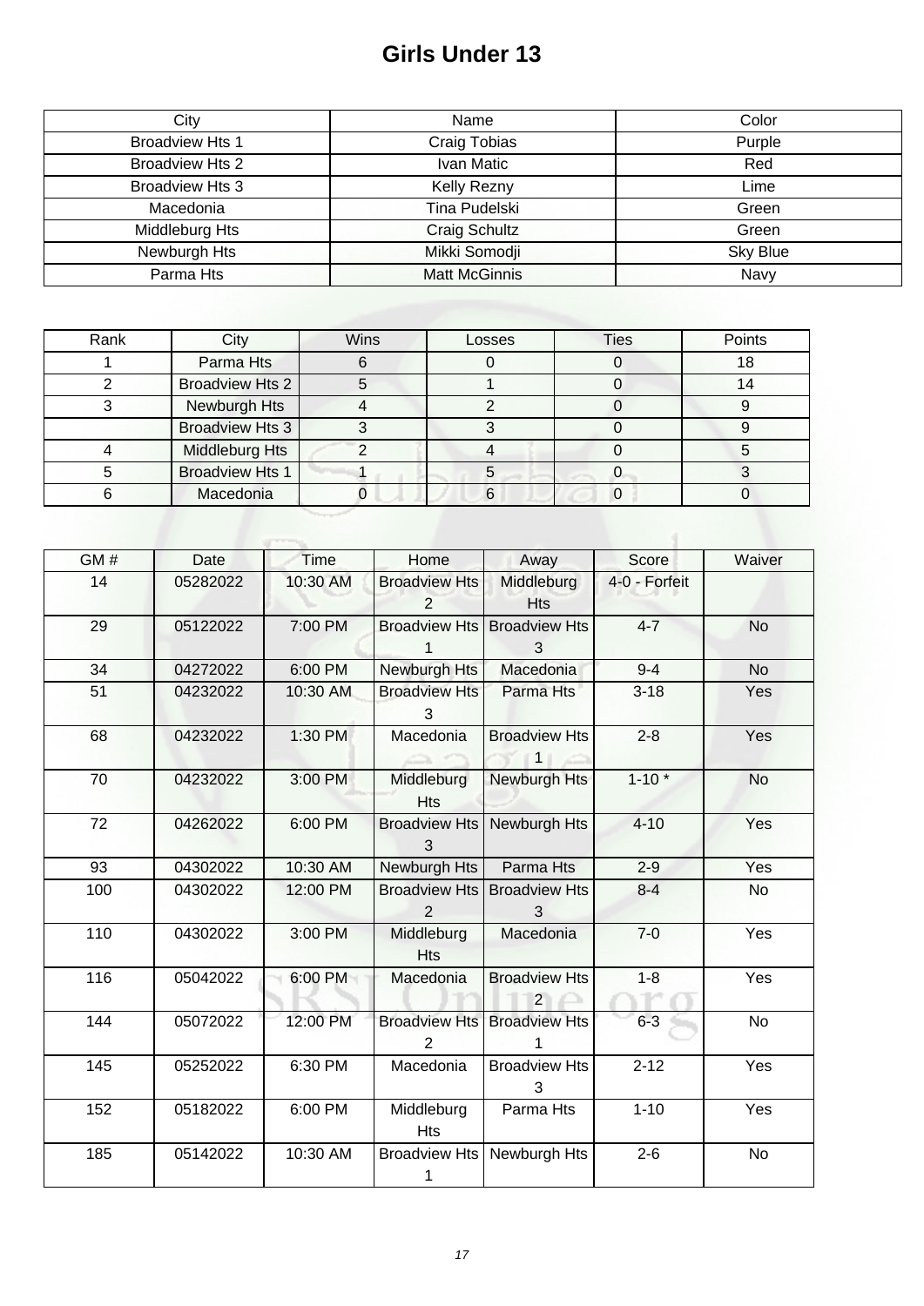# Girls Under 13

| City | Name | Color |
|---|---|---|
| Broadview Hts 1 | Craig Tobias | Purple |
| Broadview Hts 2 | Ivan Matic | Red |
| Broadview Hts 3 | Kelly Rezny | Lime |
| Macedonia | Tina Pudelski | Green |
| Middleburg Hts | Craig Schultz | Green |
| Newburgh Hts | Mikki Somodji | Sky Blue |
| Parma Hts | Matt McGinnis | Navy |

| Rank | City | Wins | Losses | Ties | Points |
|---|---|---|---|---|---|
| 1 | Parma Hts | 6 | 0 | 0 | 18 |
| 2 | Broadview Hts 2 | 5 | 1 | 0 | 14 |
| 3 | Newburgh Hts | 4 | 2 | 0 | 9 |
| | Broadview Hts 3 | 3 | 3 | 0 | 9 |
| 4 | Middleburg Hts | 2 | 4 | 0 | 5 |
| 5 | Broadview Hts 1 | 1 | 5 | 0 | 3 |
| 6 | Macedonia | 0 | 6 | 0 | 0 |

| GM # | Date | Time | Home | Away | Score | Waiver |
|---|---|---|---|---|---|---|
| 14 | 05282022 | 10:30 AM | Broadview Hts 2 | Middleburg Hts | 4-0 - Forfeit | |
| 29 | 05122022 | 7:00 PM | Broadview Hts 1 | Broadview Hts 3 | 4-7 | No |
| 34 | 04272022 | 6:00 PM | Newburgh Hts | Macedonia | 9-4 | No |
| 51 | 04232022 | 10:30 AM | Broadview Hts 3 | Parma Hts | 3-18 | Yes |
| 68 | 04232022 | 1:30 PM | Macedonia | Broadview Hts 1 | 2-8 | Yes |
| 70 | 04232022 | 3:00 PM | Middleburg Hts | Newburgh Hts | 1-10 * | No |
| 72 | 04262022 | 6:00 PM | Broadview Hts 3 | Newburgh Hts | 4-10 | Yes |
| 93 | 04302022 | 10:30 AM | Newburgh Hts | Parma Hts | 2-9 | Yes |
| 100 | 04302022 | 12:00 PM | Broadview Hts 2 | Broadview Hts 3 | 8-4 | No |
| 110 | 04302022 | 3:00 PM | Middleburg Hts | Macedonia | 7-0 | Yes |
| 116 | 05042022 | 6:00 PM | Macedonia | Broadview Hts 2 | 1-8 | Yes |
| 144 | 05072022 | 12:00 PM | Broadview Hts 2 | Broadview Hts 1 | 6-3 | No |
| 145 | 05252022 | 6:30 PM | Macedonia | Broadview Hts 3 | 2-12 | Yes |
| 152 | 05182022 | 6:00 PM | Middleburg Hts | Parma Hts | 1-10 | Yes |
| 185 | 05142022 | 10:30 AM | Broadview Hts 1 | Newburgh Hts | 2-6 | No |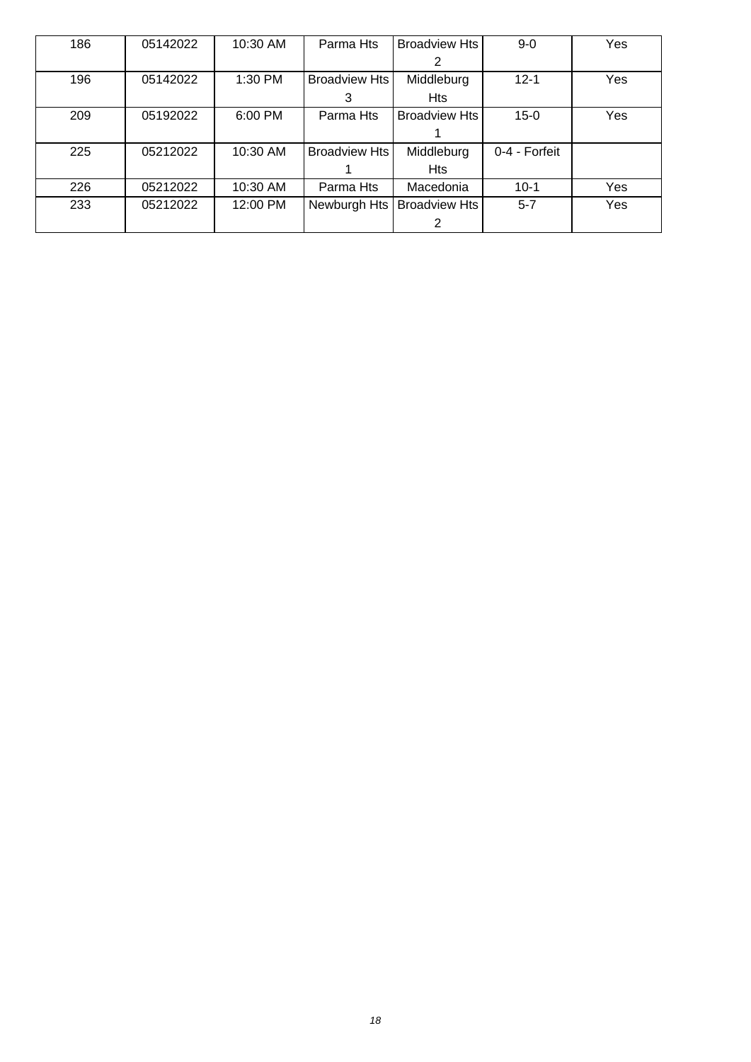| 186 | 05142022 | 10:30 AM | Parma Hts | Broadview Hts 2 | 9-0 | Yes |
|---|---|---|---|---|---|---|
| 196 | 05142022 | 1:30 PM | Broadview Hts 3 | Middleburg Hts | 12-1 | Yes |
| 209 | 05192022 | 6:00 PM | Parma Hts | Broadview Hts 1 | 15-0 | Yes |
| 225 | 05212022 | 10:30 AM | Broadview Hts 1 | Middleburg Hts | 0-4 - Forfeit | |
| 226 | 05212022 | 10:30 AM | Parma Hts | Macedonia | 10-1 | Yes |
| 233 | 05212022 | 12:00 PM | Newburgh Hts | Broadview Hts 2 | 5-7 | Yes |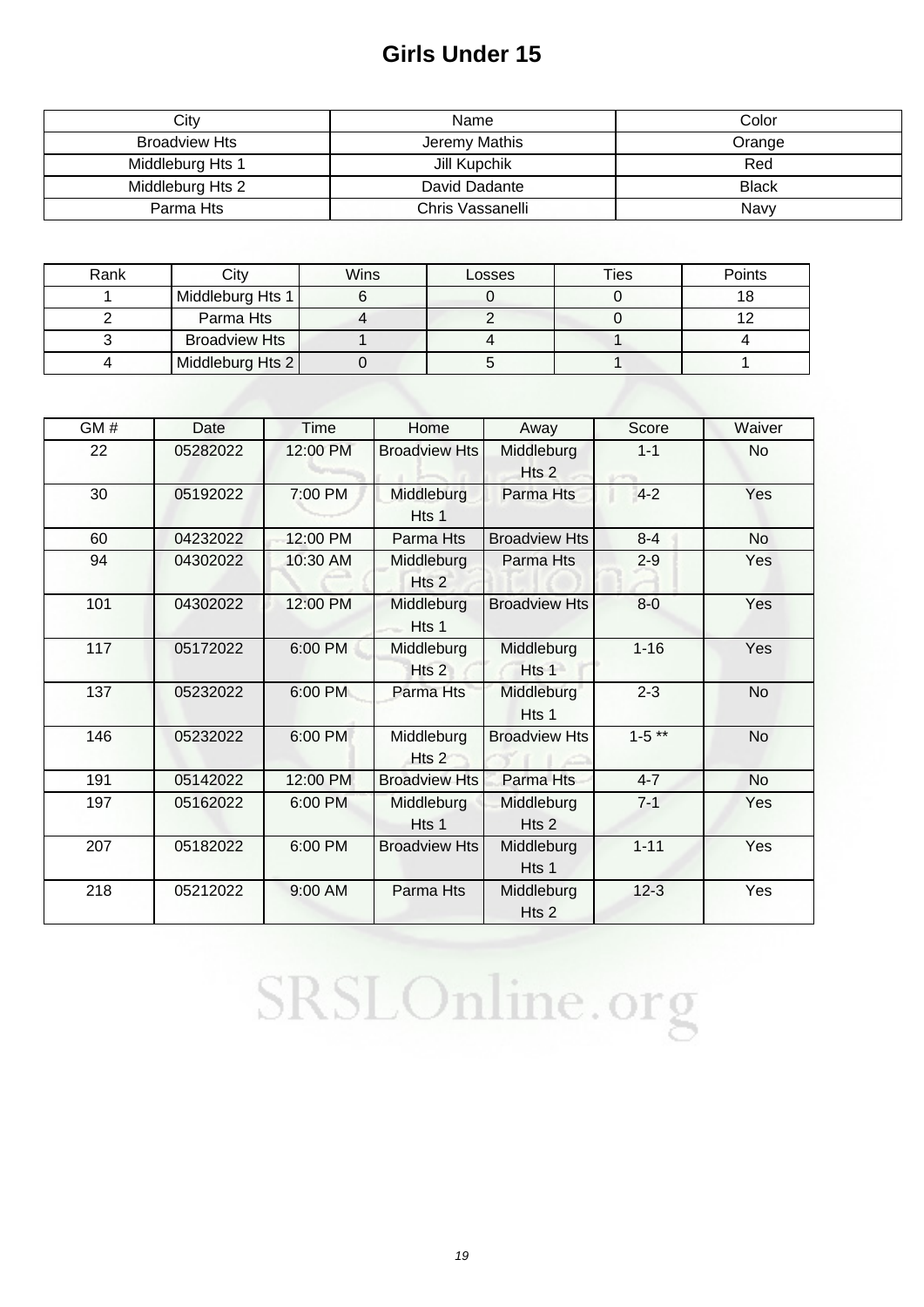# Girls Under 15

| City | Name | Color |
|---|---|---|
| Broadview Hts | Jeremy Mathis | Orange |
| Middleburg Hts 1 | Jill Kupchik | Red |
| Middleburg Hts 2 | David Dadante | Black |
| Parma Hts | Chris Vassanelli | Navy |

| Rank | City | Wins | Losses | Ties | Points |
|---|---|---|---|---|---|
| 1 | Middleburg Hts 1 | 6 | 0 | 0 | 18 |
| 2 | Parma Hts | 4 | 2 | 0 | 12 |
| 3 | Broadview Hts | 1 | 4 | 1 | 4 |
| 4 | Middleburg Hts 2 | 0 | 5 | 1 | 1 |

| GM # | Date | Time | Home | Away | Score | Waiver |
|---|---|---|---|---|---|---|
| 22 | 05282022 | 12:00 PM | Broadview Hts | Middleburg Hts 2 | 1-1 | No |
| 30 | 05192022 | 7:00 PM | Middleburg Hts 1 | Parma Hts | 4-2 | Yes |
| 60 | 04232022 | 12:00 PM | Parma Hts | Broadview Hts | 8-4 | No |
| 94 | 04302022 | 10:30 AM | Middleburg Hts 2 | Parma Hts | 2-9 | Yes |
| 101 | 04302022 | 12:00 PM | Middleburg Hts 1 | Broadview Hts | 8-0 | Yes |
| 117 | 05172022 | 6:00 PM | Middleburg Hts 2 | Middleburg Hts 1 | 1-16 | Yes |
| 137 | 05232022 | 6:00 PM | Parma Hts | Middleburg Hts 1 | 2-3 | No |
| 146 | 05232022 | 6:00 PM | Middleburg Hts 2 | Broadview Hts | 1-5 ** | No |
| 191 | 05142022 | 12:00 PM | Broadview Hts | Parma Hts | 4-7 | No |
| 197 | 05162022 | 6:00 PM | Middleburg Hts 1 | Middleburg Hts 2 | 7-1 | Yes |
| 207 | 05182022 | 6:00 PM | Broadview Hts | Middleburg Hts 1 | 1-11 | Yes |
| 218 | 05212022 | 9:00 AM | Parma Hts | Middleburg Hts 2 | 12-3 | Yes |

SRSLOnline.org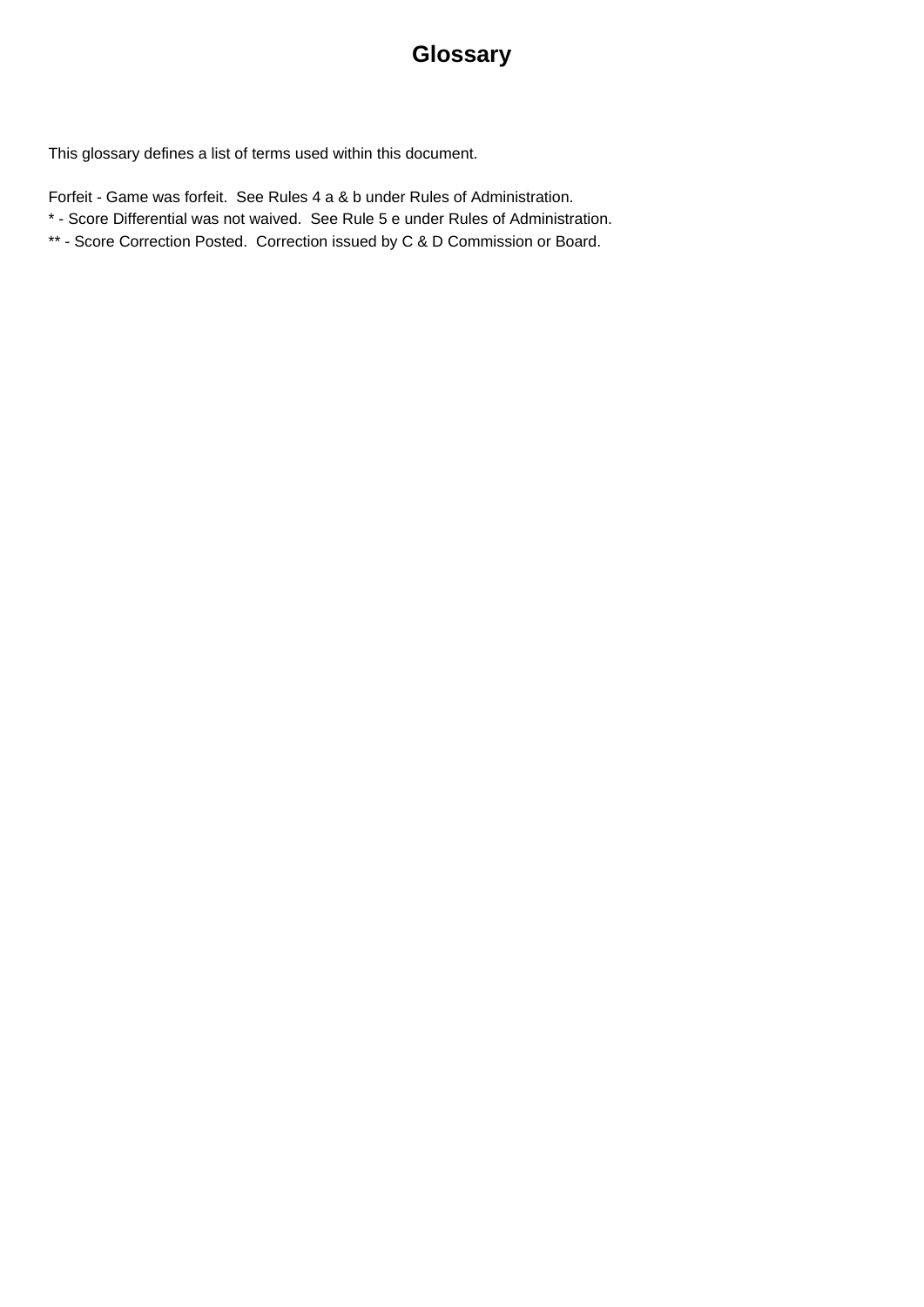# Glossary

This glossary defines a list of terms used within this document.

Forfeit - Game was forfeit. See Rules 4 a & b under Rules of Administration.
* - Score Differential was not waived. See Rule 5 e under Rules of Administration.
** - Score Correction Posted. Correction issued by C & D Commission or Board.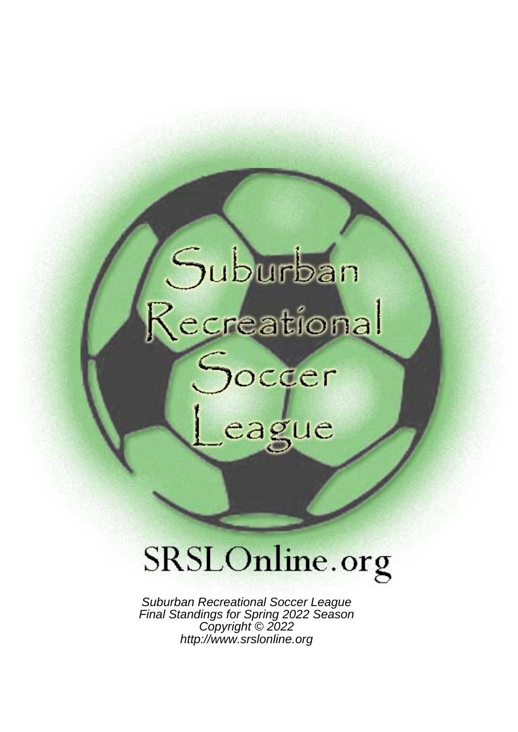Suburban Recreational Soccer League

SRSLOnline.org

*Suburban Recreational Soccer League*
*Final Standings for Spring 2022 Season*
*Copyright © 2022*
*http://www.srslonline.org*